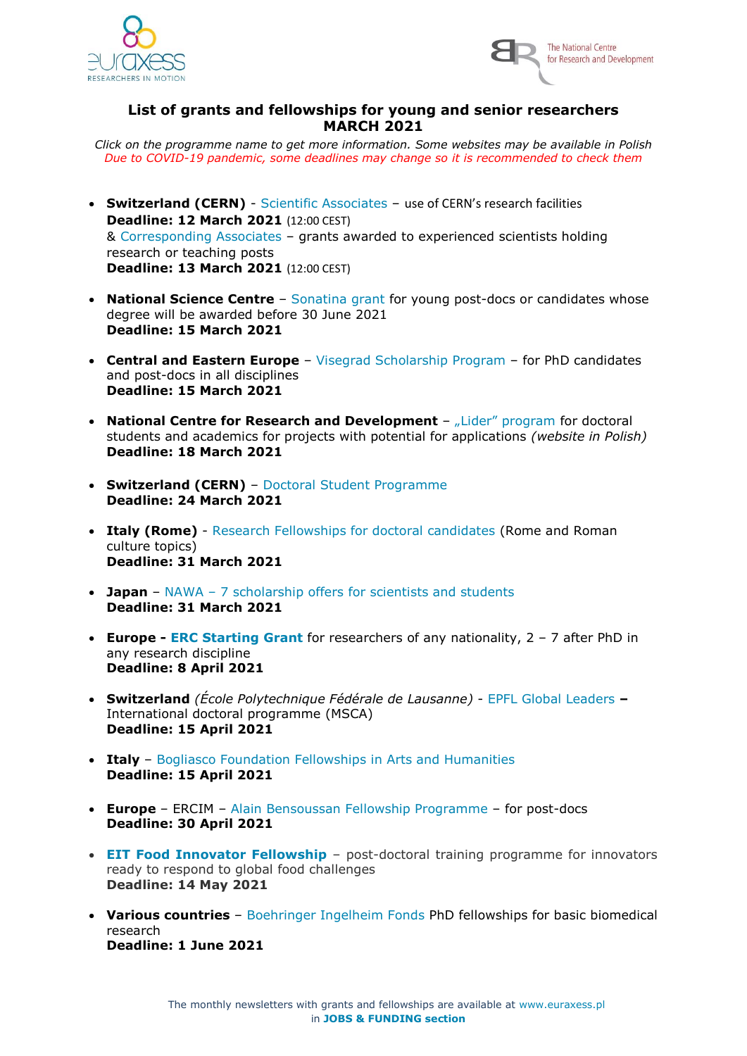# List of grants and fellowships for young and senior researchers MARCH 2021

*Click on the programme name to get more information. Some websites may be available in Polish*
*Due to COVID-19 pandemic, some deadlines may change so it is recommended to check them*

- **Switzerland (CERN)** - Scientific Associates – use of CERN's research facilities
  **Deadline: 12 March 2021** (12:00 CEST)
  & Corresponding Associates – grants awarded to experienced scientists holding research or teaching posts
  **Deadline: 13 March 2021** (12:00 CEST)

- **National Science Centre** – Sonatina grant for young post-docs or candidates whose degree will be awarded before 30 June 2021
  **Deadline: 15 March 2021**

- **Central and Eastern Europe** – Visegrad Scholarship Program – for PhD candidates and post-docs in all disciplines
  **Deadline: 15 March 2021**

- **National Centre for Research and Development** – „Lider" program for doctoral students and academics for projects with potential for applications *(website in Polish)*
  **Deadline: 18 March 2021**

- **Switzerland (CERN)** – Doctoral Student Programme
  **Deadline: 24 March 2021**

- **Italy (Rome)** - Research Fellowships for doctoral candidates (Rome and Roman culture topics)
  **Deadline: 31 March 2021**

- **Japan** – NAWA – 7 scholarship offers for scientists and students
  **Deadline: 31 March 2021**

- **Europe - ERC Starting Grant** for researchers of any nationality, 2 – 7 after PhD in any research discipline
  **Deadline: 8 April 2021**

- **Switzerland** *(École Polytechnique Fédérale de Lausanne)* - EPFL Global Leaders **–** International doctoral programme (MSCA)
  **Deadline: 15 April 2021**

- **Italy** – Bogliasco Foundation Fellowships in Arts and Humanities
  **Deadline: 15 April 2021**

- **Europe** – ERCIM – Alain Bensoussan Fellowship Programme – for post-docs
  **Deadline: 30 April 2021**

- **EIT Food Innovator Fellowship** – post-doctoral training programme for innovators ready to respond to global food challenges
  **Deadline: 14 May 2021**

- **Various countries** – Boehringer Ingelheim Fonds PhD fellowships for basic biomedical research
  **Deadline: 1 June 2021**

The monthly newsletters with grants and fellowships are available at www.euraxess.pl in **JOBS & FUNDING section**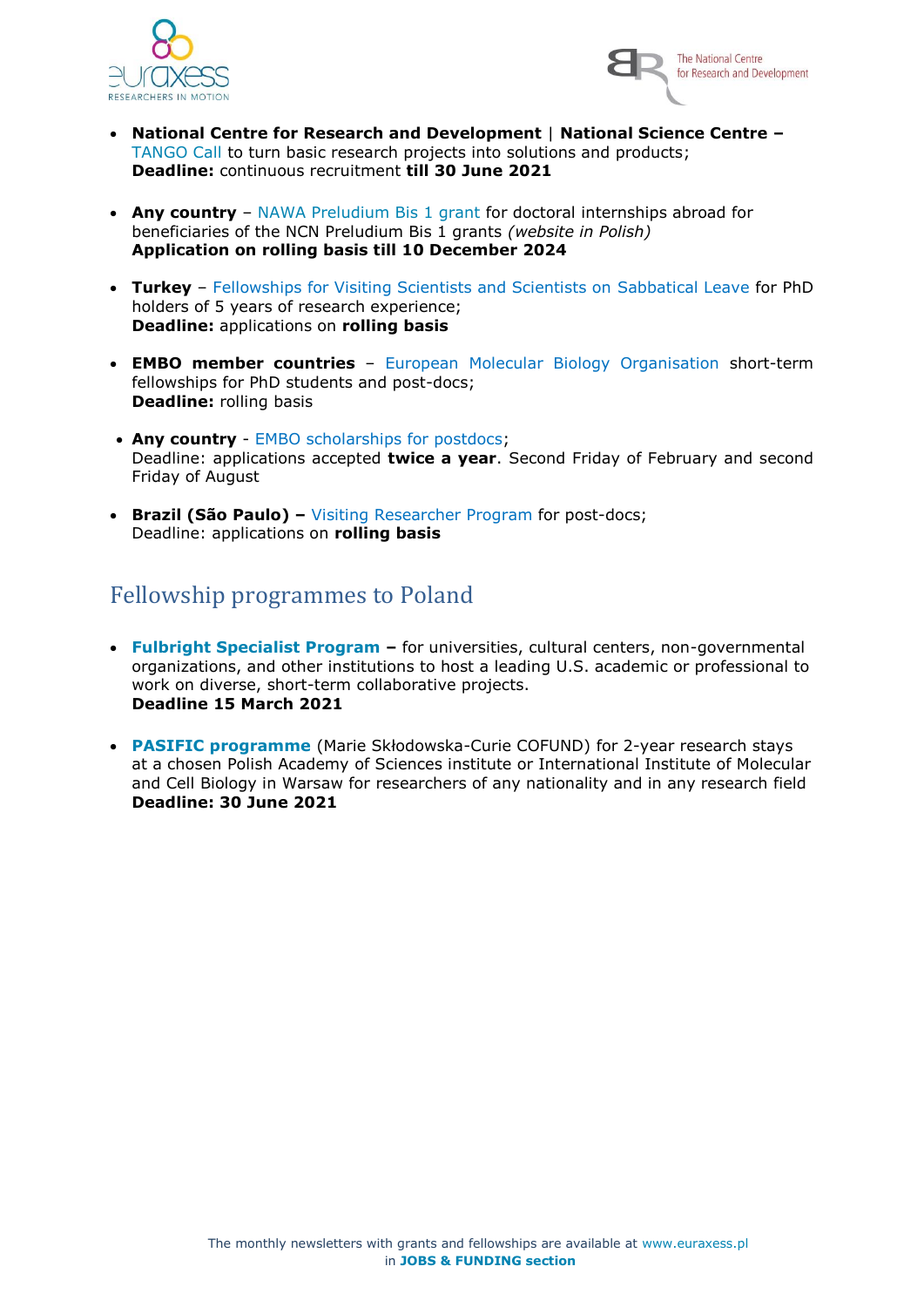- **National Centre for Research and Development** | **National Science Centre –** TANGO Call to turn basic research projects into solutions and products;
**Deadline:** continuous recruitment **till 30 June 2021**

- **Any country** – NAWA Preludium Bis 1 grant for doctoral internships abroad for beneficiaries of the NCN Preludium Bis 1 grants *(website in Polish)*
**Application on rolling basis till 10 December 2024**

- **Turkey** – Fellowships for Visiting Scientists and Scientists on Sabbatical Leave for PhD holders of 5 years of research experience;
**Deadline:** applications on **rolling basis**

- **EMBO member countries** – European Molecular Biology Organisation short-term fellowships for PhD students and post-docs;
**Deadline:** rolling basis

- **Any country** - EMBO scholarships for postdocs;
Deadline: applications accepted **twice a year**. Second Friday of February and second Friday of August

- **Brazil (São Paulo) –** Visiting Researcher Program for post-docs;
Deadline: applications on **rolling basis**

## Fellowship programmes to Poland

- **Fulbright Specialist Program –** for universities, cultural centers, non-governmental organizations, and other institutions to host a leading U.S. academic or professional to work on diverse, short-term collaborative projects.
**Deadline 15 March 2021**

- **PASIFIC programme** (Marie Skłodowska-Curie COFUND) for 2-year research stays at a chosen Polish Academy of Sciences institute or International Institute of Molecular and Cell Biology in Warsaw for researchers of any nationality and in any research field
**Deadline: 30 June 2021**